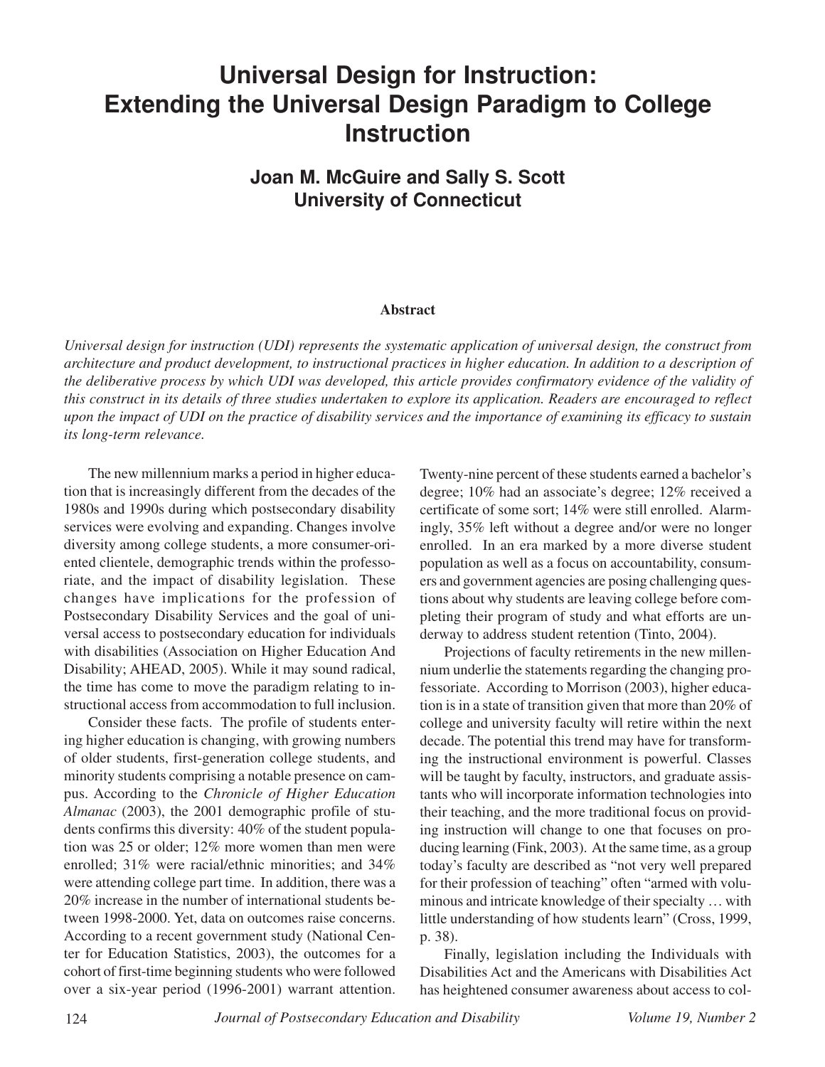# Universal Design for Instruction: Extending the Universal Design Paradigm to College Instruction

**Joan M. McGuire and Sally S. Scott**
**University of Connecticut**

### Abstract

*Universal design for instruction (UDI) represents the systematic application of universal design, the construct from architecture and product development, to instructional practices in higher education. In addition to a description of the deliberative process by which UDI was developed, this article provides confirmatory evidence of the validity of this construct in its details of three studies undertaken to explore its application. Readers are encouraged to reflect upon the impact of UDI on the practice of disability services and the importance of examining its efficacy to sustain its long-term relevance.*

The new millennium marks a period in higher education that is increasingly different from the decades of the 1980s and 1990s during which postsecondary disability services were evolving and expanding. Changes involve diversity among college students, a more consumer-oriented clientele, demographic trends within the professoriate, and the impact of disability legislation. These changes have implications for the profession of Postsecondary Disability Services and the goal of universal access to postsecondary education for individuals with disabilities (Association on Higher Education And Disability; AHEAD, 2005). While it may sound radical, the time has come to move the paradigm relating to instructional access from accommodation to full inclusion.

Consider these facts. The profile of students entering higher education is changing, with growing numbers of older students, first-generation college students, and minority students comprising a notable presence on campus. According to the *Chronicle of Higher Education Almanac* (2003), the 2001 demographic profile of students confirms this diversity: 40% of the student population was 25 or older; 12% more women than men were enrolled; 31% were racial/ethnic minorities; and 34% were attending college part time. In addition, there was a 20% increase in the number of international students between 1998-2000. Yet, data on outcomes raise concerns. According to a recent government study (National Center for Education Statistics, 2003), the outcomes for a cohort of first-time beginning students who were followed over a six-year period (1996-2001) warrant attention. Twenty-nine percent of these students earned a bachelor's degree; 10% had an associate's degree; 12% received a certificate of some sort; 14% were still enrolled. Alarmingly, 35% left without a degree and/or were no longer enrolled. In an era marked by a more diverse student population as well as a focus on accountability, consumers and government agencies are posing challenging questions about why students are leaving college before completing their program of study and what efforts are underway to address student retention (Tinto, 2004).

Projections of faculty retirements in the new millennium underlie the statements regarding the changing professoriate. According to Morrison (2003), higher education is in a state of transition given that more than 20% of college and university faculty will retire within the next decade. The potential this trend may have for transforming the instructional environment is powerful. Classes will be taught by faculty, instructors, and graduate assistants who will incorporate information technologies into their teaching, and the more traditional focus on providing instruction will change to one that focuses on producing learning (Fink, 2003). At the same time, as a group today's faculty are described as "not very well prepared for their profession of teaching" often "armed with voluminous and intricate knowledge of their specialty … with little understanding of how students learn" (Cross, 1999, p. 38).

Finally, legislation including the Individuals with Disabilities Act and the Americans with Disabilities Act has heightened consumer awareness about access to col-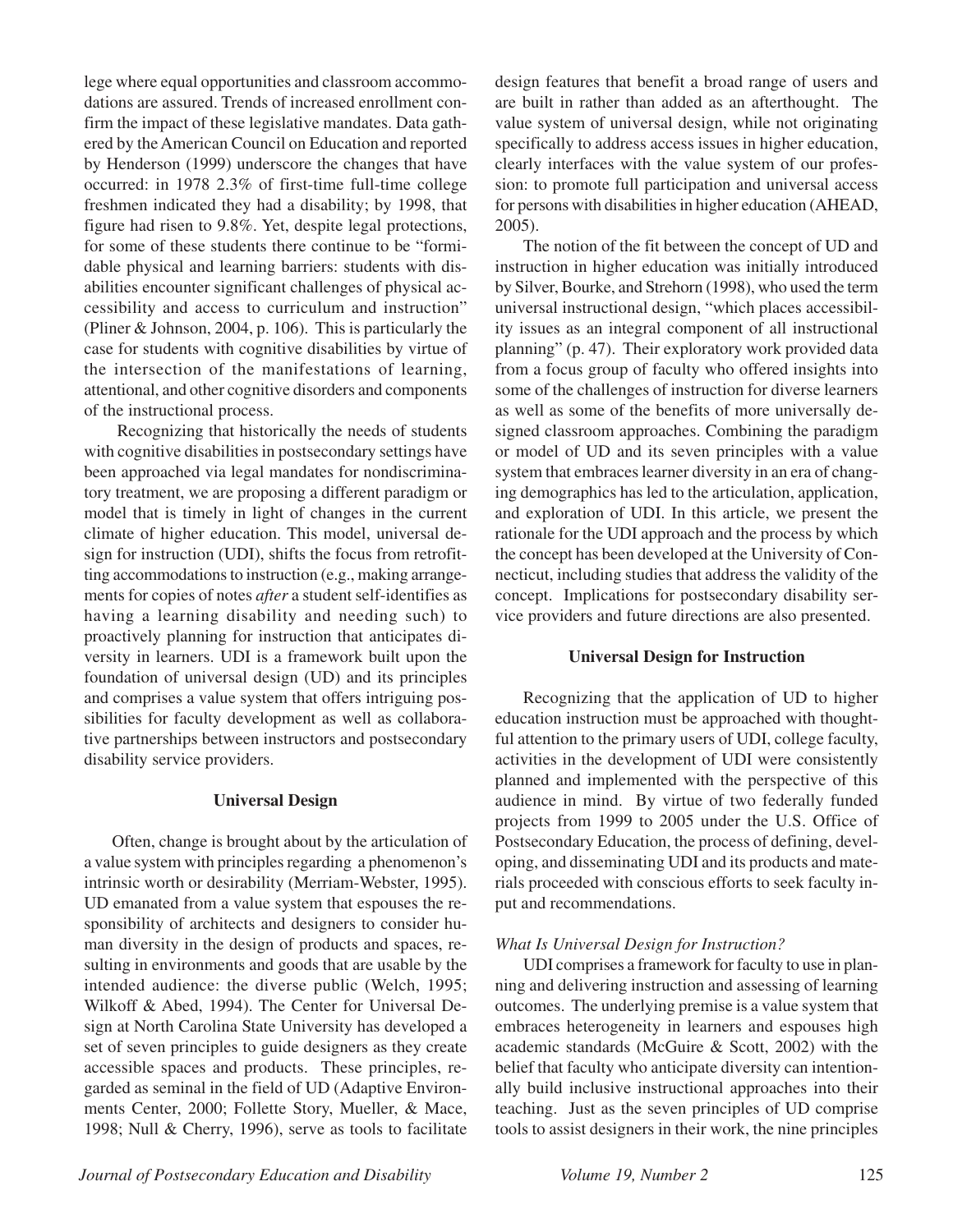lege where equal opportunities and classroom accommodations are assured. Trends of increased enrollment confirm the impact of these legislative mandates. Data gathered by the American Council on Education and reported by Henderson (1999) underscore the changes that have occurred: in 1978 2.3% of first-time full-time college freshmen indicated they had a disability; by 1998, that figure had risen to 9.8%. Yet, despite legal protections, for some of these students there continue to be "formidable physical and learning barriers: students with disabilities encounter significant challenges of physical accessibility and access to curriculum and instruction" (Pliner & Johnson, 2004, p. 106). This is particularly the case for students with cognitive disabilities by virtue of the intersection of the manifestations of learning, attentional, and other cognitive disorders and components of the instructional process.

Recognizing that historically the needs of students with cognitive disabilities in postsecondary settings have been approached via legal mandates for nondiscriminatory treatment, we are proposing a different paradigm or model that is timely in light of changes in the current climate of higher education. This model, universal design for instruction (UDI), shifts the focus from retrofitting accommodations to instruction (e.g., making arrangements for copies of notes *after* a student self-identifies as having a learning disability and needing such) to proactively planning for instruction that anticipates diversity in learners. UDI is a framework built upon the foundation of universal design (UD) and its principles and comprises a value system that offers intriguing possibilities for faculty development as well as collaborative partnerships between instructors and postsecondary disability service providers.

## Universal Design

Often, change is brought about by the articulation of a value system with principles regarding a phenomenon's intrinsic worth or desirability (Merriam-Webster, 1995). UD emanated from a value system that espouses the responsibility of architects and designers to consider human diversity in the design of products and spaces, resulting in environments and goods that are usable by the intended audience: the diverse public (Welch, 1995; Wilkoff & Abed, 1994). The Center for Universal Design at North Carolina State University has developed a set of seven principles to guide designers as they create accessible spaces and products. These principles, regarded as seminal in the field of UD (Adaptive Environments Center, 2000; Follette Story, Mueller, & Mace, 1998; Null & Cherry, 1996), serve as tools to facilitate design features that benefit a broad range of users and are built in rather than added as an afterthought. The value system of universal design, while not originating specifically to address access issues in higher education, clearly interfaces with the value system of our profession: to promote full participation and universal access for persons with disabilities in higher education (AHEAD, 2005).

The notion of the fit between the concept of UD and instruction in higher education was initially introduced by Silver, Bourke, and Strehorn (1998), who used the term universal instructional design, "which places accessibility issues as an integral component of all instructional planning" (p. 47). Their exploratory work provided data from a focus group of faculty who offered insights into some of the challenges of instruction for diverse learners as well as some of the benefits of more universally designed classroom approaches. Combining the paradigm or model of UD and its seven principles with a value system that embraces learner diversity in an era of changing demographics has led to the articulation, application, and exploration of UDI. In this article, we present the rationale for the UDI approach and the process by which the concept has been developed at the University of Connecticut, including studies that address the validity of the concept. Implications for postsecondary disability service providers and future directions are also presented.

## Universal Design for Instruction

Recognizing that the application of UD to higher education instruction must be approached with thoughtful attention to the primary users of UDI, college faculty, activities in the development of UDI were consistently planned and implemented with the perspective of this audience in mind. By virtue of two federally funded projects from 1999 to 2005 under the U.S. Office of Postsecondary Education, the process of defining, developing, and disseminating UDI and its products and materials proceeded with conscious efforts to seek faculty input and recommendations.

### *What Is Universal Design for Instruction?*

UDI comprises a framework for faculty to use in planning and delivering instruction and assessing of learning outcomes. The underlying premise is a value system that embraces heterogeneity in learners and espouses high academic standards (McGuire & Scott, 2002) with the belief that faculty who anticipate diversity can intentionally build inclusive instructional approaches into their teaching. Just as the seven principles of UD comprise tools to assist designers in their work, the nine principles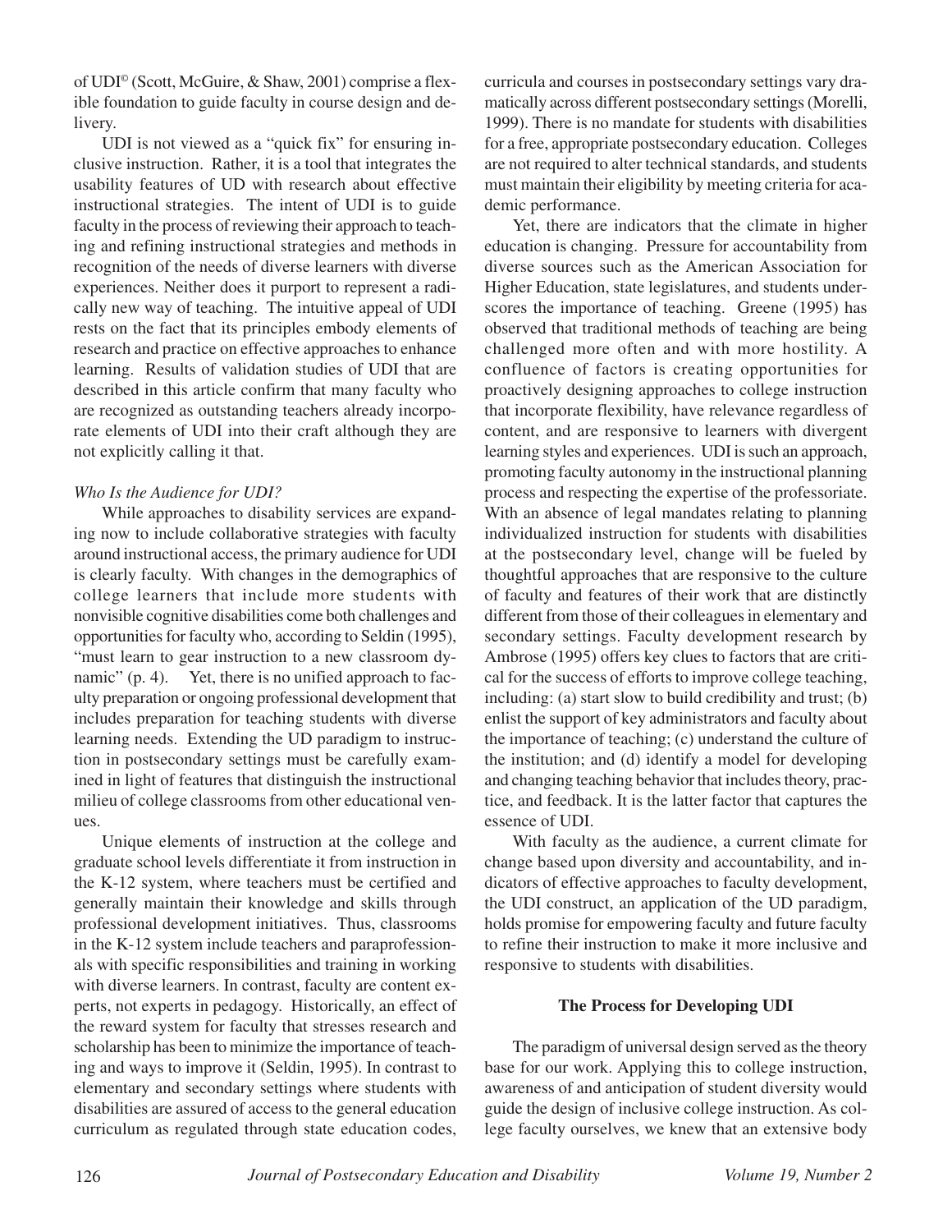of UDI© (Scott, McGuire, & Shaw, 2001) comprise a flexible foundation to guide faculty in course design and delivery.

UDI is not viewed as a "quick fix" for ensuring inclusive instruction. Rather, it is a tool that integrates the usability features of UD with research about effective instructional strategies. The intent of UDI is to guide faculty in the process of reviewing their approach to teaching and refining instructional strategies and methods in recognition of the needs of diverse learners with diverse experiences. Neither does it purport to represent a radically new way of teaching. The intuitive appeal of UDI rests on the fact that its principles embody elements of research and practice on effective approaches to enhance learning. Results of validation studies of UDI that are described in this article confirm that many faculty who are recognized as outstanding teachers already incorporate elements of UDI into their craft although they are not explicitly calling it that.

*Who Is the Audience for UDI?*

While approaches to disability services are expanding now to include collaborative strategies with faculty around instructional access, the primary audience for UDI is clearly faculty. With changes in the demographics of college learners that include more students with nonvisible cognitive disabilities come both challenges and opportunities for faculty who, according to Seldin (1995), "must learn to gear instruction to a new classroom dynamic" (p. 4). Yet, there is no unified approach to faculty preparation or ongoing professional development that includes preparation for teaching students with diverse learning needs. Extending the UD paradigm to instruction in postsecondary settings must be carefully examined in light of features that distinguish the instructional milieu of college classrooms from other educational venues.

Unique elements of instruction at the college and graduate school levels differentiate it from instruction in the K-12 system, where teachers must be certified and generally maintain their knowledge and skills through professional development initiatives. Thus, classrooms in the K-12 system include teachers and paraprofessionals with specific responsibilities and training in working with diverse learners. In contrast, faculty are content experts, not experts in pedagogy. Historically, an effect of the reward system for faculty that stresses research and scholarship has been to minimize the importance of teaching and ways to improve it (Seldin, 1995). In contrast to elementary and secondary settings where students with disabilities are assured of access to the general education curriculum as regulated through state education codes, curricula and courses in postsecondary settings vary dramatically across different postsecondary settings (Morelli, 1999). There is no mandate for students with disabilities for a free, appropriate postsecondary education. Colleges are not required to alter technical standards, and students must maintain their eligibility by meeting criteria for academic performance.

Yet, there are indicators that the climate in higher education is changing. Pressure for accountability from diverse sources such as the American Association for Higher Education, state legislatures, and students underscores the importance of teaching. Greene (1995) has observed that traditional methods of teaching are being challenged more often and with more hostility. A confluence of factors is creating opportunities for proactively designing approaches to college instruction that incorporate flexibility, have relevance regardless of content, and are responsive to learners with divergent learning styles and experiences. UDI is such an approach, promoting faculty autonomy in the instructional planning process and respecting the expertise of the professoriate. With an absence of legal mandates relating to planning individualized instruction for students with disabilities at the postsecondary level, change will be fueled by thoughtful approaches that are responsive to the culture of faculty and features of their work that are distinctly different from those of their colleagues in elementary and secondary settings. Faculty development research by Ambrose (1995) offers key clues to factors that are critical for the success of efforts to improve college teaching, including: (a) start slow to build credibility and trust; (b) enlist the support of key administrators and faculty about the importance of teaching; (c) understand the culture of the institution; and (d) identify a model for developing and changing teaching behavior that includes theory, practice, and feedback. It is the latter factor that captures the essence of UDI.

With faculty as the audience, a current climate for change based upon diversity and accountability, and indicators of effective approaches to faculty development, the UDI construct, an application of the UD paradigm, holds promise for empowering faculty and future faculty to refine their instruction to make it more inclusive and responsive to students with disabilities.

## The Process for Developing UDI

The paradigm of universal design served as the theory base for our work. Applying this to college instruction, awareness of and anticipation of student diversity would guide the design of inclusive college instruction. As college faculty ourselves, we knew that an extensive body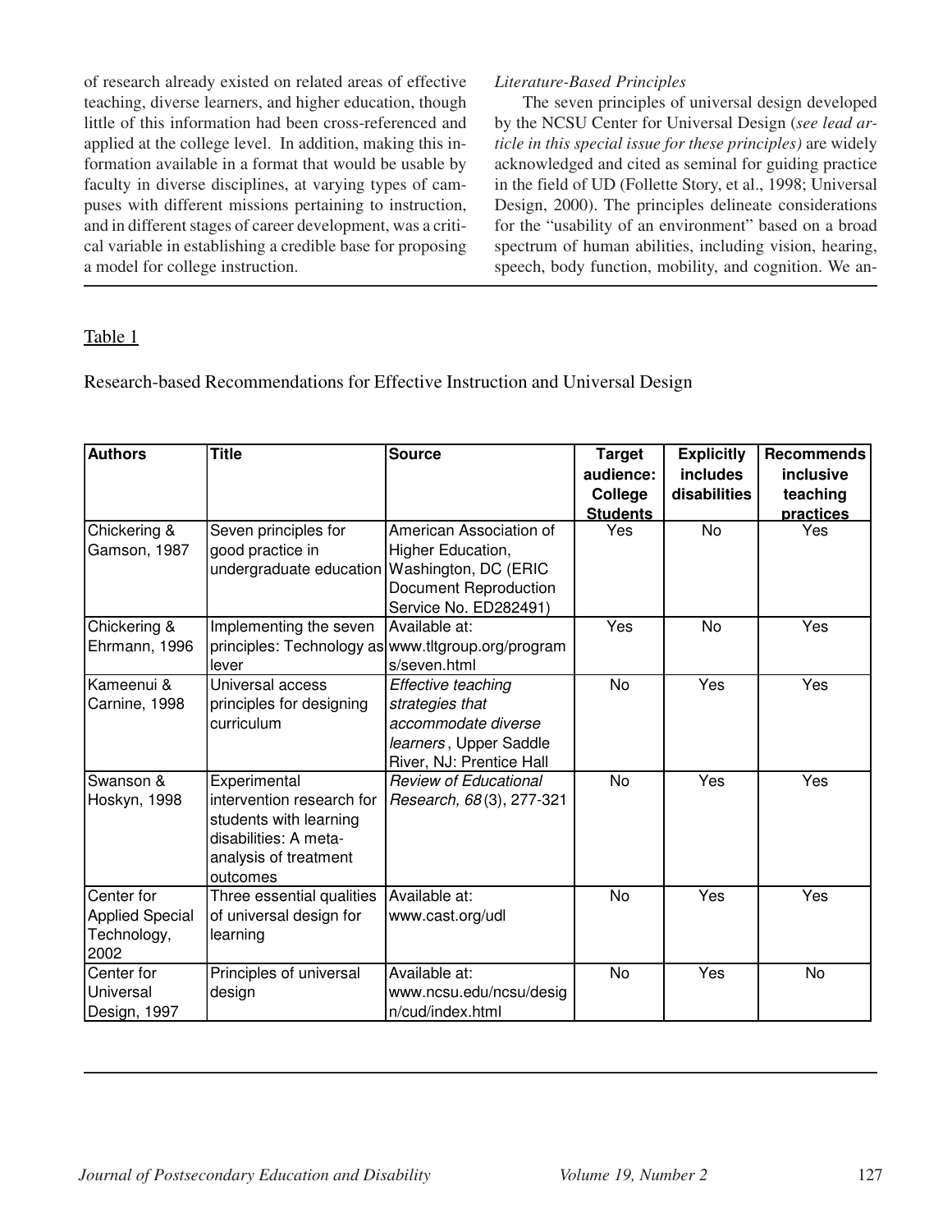of research already existed on related areas of effective teaching, diverse learners, and higher education, though little of this information had been cross-referenced and applied at the college level. In addition, making this information available in a format that would be usable by faculty in diverse disciplines, at varying types of campuses with different missions pertaining to instruction, and in different stages of career development, was a critical variable in establishing a credible base for proposing a model for college instruction.

*Literature-Based Principles*

The seven principles of universal design developed by the NCSU Center for Universal Design (*see lead article in this special issue for these principles)* are widely acknowledged and cited as seminal for guiding practice in the field of UD (Follette Story, et al., 1998; Universal Design, 2000). The principles delineate considerations for the "usability of an environment" based on a broad spectrum of human abilities, including vision, hearing, speech, body function, mobility, and cognition. We an-

Table 1

Research-based Recommendations for Effective Instruction and Universal Design

| Authors | Title | Source | Target audience: College Students | Explicitly includes disabilities | Recommends inclusive teaching practices |
|---|---|---|---|---|---|
| Chickering & Gamson, 1987 | Seven principles for good practice in undergraduate education | American Association of Higher Education, Washington, DC (ERIC Document Reproduction Service No. ED282491) | Yes | No | Yes |
| Chickering & Ehrmann, 1996 | Implementing the seven principles: Technology as lever | Available at: www.tltgroup.org/programs/seven.html | Yes | No | Yes |
| Kameenui & Carnine, 1998 | Universal access principles for designing curriculum | *Effective teaching strategies that accommodate diverse learners*, Upper Saddle River, NJ: Prentice Hall | No | Yes | Yes |
| Swanson & Hoskyn, 1998 | Experimental intervention research for students with learning disabilities: A meta-analysis of treatment outcomes | *Review of Educational Research, 68*(3), 277-321 | No | Yes | Yes |
| Center for Applied Special Technology, 2002 | Three essential qualities of universal design for learning | Available at: www.cast.org/udl | No | Yes | Yes |
| Center for Universal Design, 1997 | Principles of universal design | Available at: www.ncsu.edu/ncsu/design/cud/index.html | No | Yes | No |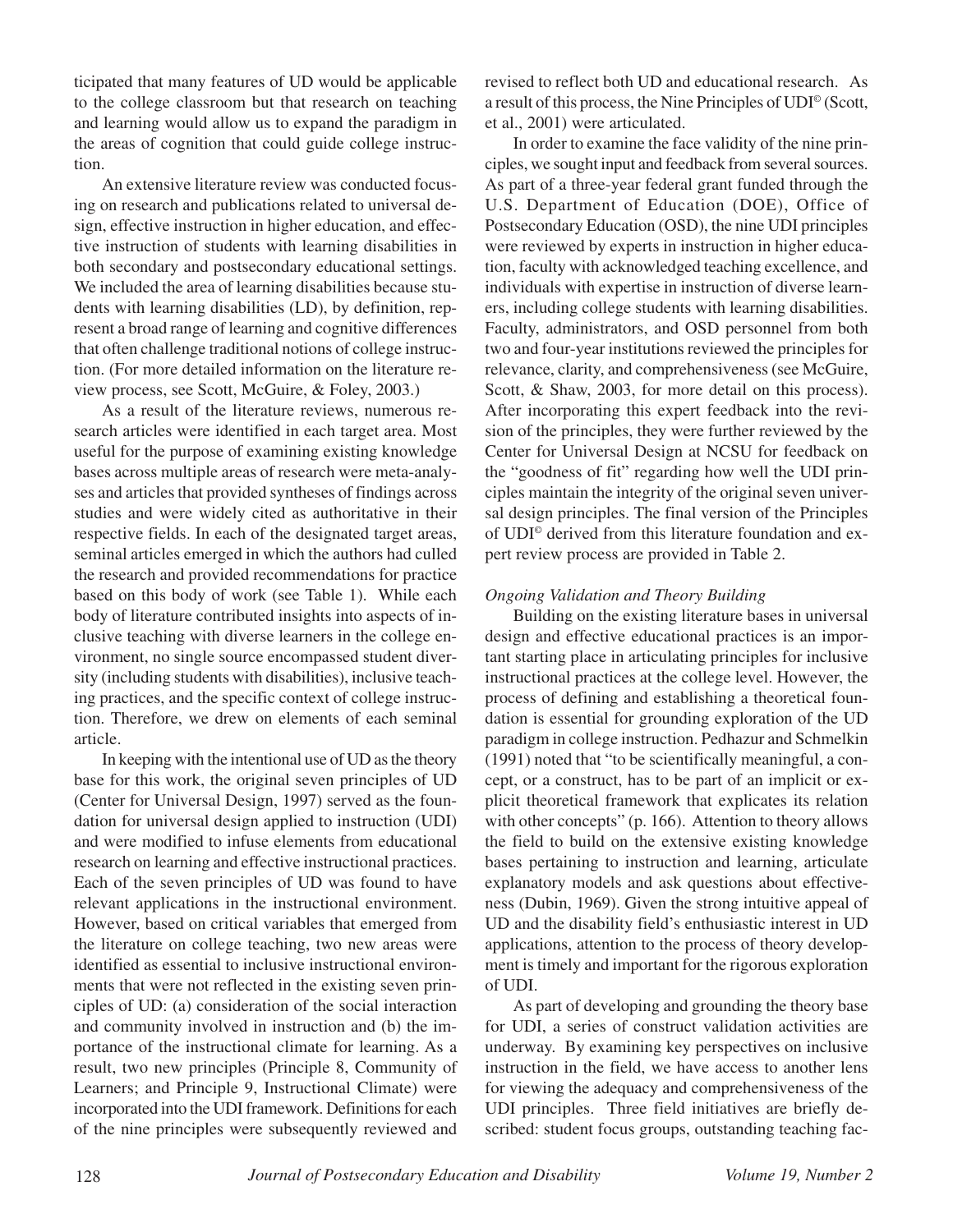ticipated that many features of UD would be applicable to the college classroom but that research on teaching and learning would allow us to expand the paradigm in the areas of cognition that could guide college instruction.

An extensive literature review was conducted focusing on research and publications related to universal design, effective instruction in higher education, and effective instruction of students with learning disabilities in both secondary and postsecondary educational settings. We included the area of learning disabilities because students with learning disabilities (LD), by definition, represent a broad range of learning and cognitive differences that often challenge traditional notions of college instruction. (For more detailed information on the literature review process, see Scott, McGuire, & Foley, 2003.)

As a result of the literature reviews, numerous research articles were identified in each target area. Most useful for the purpose of examining existing knowledge bases across multiple areas of research were meta-analyses and articles that provided syntheses of findings across studies and were widely cited as authoritative in their respective fields. In each of the designated target areas, seminal articles emerged in which the authors had culled the research and provided recommendations for practice based on this body of work (see Table 1). While each body of literature contributed insights into aspects of inclusive teaching with diverse learners in the college environment, no single source encompassed student diversity (including students with disabilities), inclusive teaching practices, and the specific context of college instruction. Therefore, we drew on elements of each seminal article.

In keeping with the intentional use of UD as the theory base for this work, the original seven principles of UD (Center for Universal Design, 1997) served as the foundation for universal design applied to instruction (UDI) and were modified to infuse elements from educational research on learning and effective instructional practices. Each of the seven principles of UD was found to have relevant applications in the instructional environment. However, based on critical variables that emerged from the literature on college teaching, two new areas were identified as essential to inclusive instructional environments that were not reflected in the existing seven principles of UD: (a) consideration of the social interaction and community involved in instruction and (b) the importance of the instructional climate for learning. As a result, two new principles (Principle 8, Community of Learners; and Principle 9, Instructional Climate) were incorporated into the UDI framework. Definitions for each of the nine principles were subsequently reviewed and revised to reflect both UD and educational research. As a result of this process, the Nine Principles of UDI© (Scott, et al., 2001) were articulated.

In order to examine the face validity of the nine principles, we sought input and feedback from several sources. As part of a three-year federal grant funded through the U.S. Department of Education (DOE), Office of Postsecondary Education (OSD), the nine UDI principles were reviewed by experts in instruction in higher education, faculty with acknowledged teaching excellence, and individuals with expertise in instruction of diverse learners, including college students with learning disabilities. Faculty, administrators, and OSD personnel from both two and four-year institutions reviewed the principles for relevance, clarity, and comprehensiveness (see McGuire, Scott, & Shaw, 2003, for more detail on this process). After incorporating this expert feedback into the revision of the principles, they were further reviewed by the Center for Universal Design at NCSU for feedback on the "goodness of fit" regarding how well the UDI principles maintain the integrity of the original seven universal design principles. The final version of the Principles of UDI© derived from this literature foundation and expert review process are provided in Table 2.

*Ongoing Validation and Theory Building*

Building on the existing literature bases in universal design and effective educational practices is an important starting place in articulating principles for inclusive instructional practices at the college level. However, the process of defining and establishing a theoretical foundation is essential for grounding exploration of the UD paradigm in college instruction. Pedhazur and Schmelkin (1991) noted that "to be scientifically meaningful, a concept, or a construct, has to be part of an implicit or explicit theoretical framework that explicates its relation with other concepts" (p. 166). Attention to theory allows the field to build on the extensive existing knowledge bases pertaining to instruction and learning, articulate explanatory models and ask questions about effectiveness (Dubin, 1969). Given the strong intuitive appeal of UD and the disability field's enthusiastic interest in UD applications, attention to the process of theory development is timely and important for the rigorous exploration of UDI.

As part of developing and grounding the theory base for UDI, a series of construct validation activities are underway. By examining key perspectives on inclusive instruction in the field, we have access to another lens for viewing the adequacy and comprehensiveness of the UDI principles. Three field initiatives are briefly described: student focus groups, outstanding teaching fac-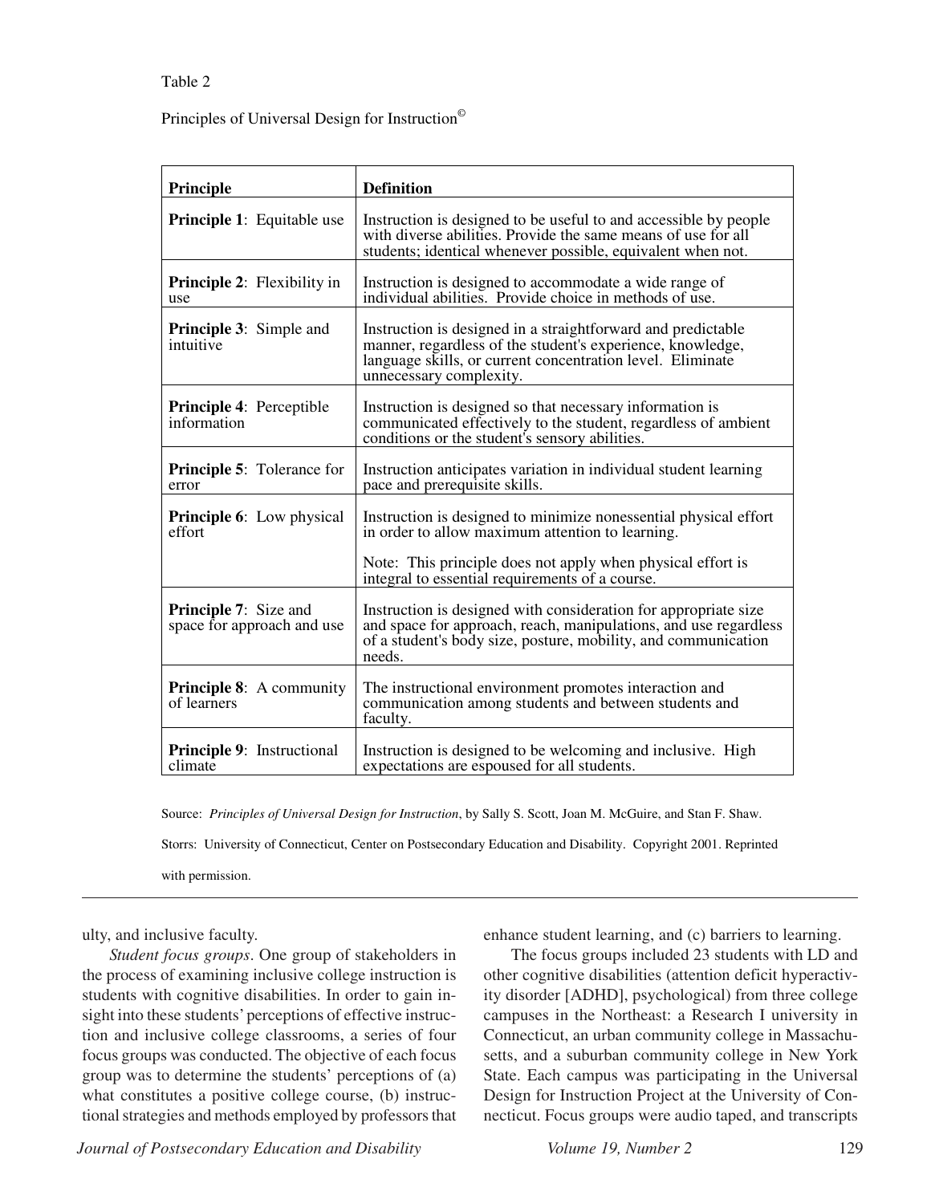Table 2

Principles of Universal Design for Instruction©

| Principle | Definition |
|---|---|
| **Principle 1**: Equitable use | Instruction is designed to be useful to and accessible by people with diverse abilities. Provide the same means of use for all students; identical whenever possible, equivalent when not. |
| **Principle 2**: Flexibility in use | Instruction is designed to accommodate a wide range of individual abilities. Provide choice in methods of use. |
| **Principle 3**: Simple and intuitive | Instruction is designed in a straightforward and predictable manner, regardless of the student's experience, knowledge, language skills, or current concentration level. Eliminate unnecessary complexity. |
| **Principle 4**: Perceptible information | Instruction is designed so that necessary information is communicated effectively to the student, regardless of ambient conditions or the student's sensory abilities. |
| **Principle 5**: Tolerance for error | Instruction anticipates variation in individual student learning pace and prerequisite skills. |
| **Principle 6**: Low physical effort | Instruction is designed to minimize nonessential physical effort in order to allow maximum attention to learning. Note: This principle does not apply when physical effort is integral to essential requirements of a course. |
| **Principle 7**: Size and space for approach and use | Instruction is designed with consideration for appropriate size and space for approach, reach, manipulations, and use regardless of a student's body size, posture, mobility, and communication needs. |
| **Principle 8**: A community of learners | The instructional environment promotes interaction and communication among students and between students and faculty. |
| **Principle 9**: Instructional climate | Instruction is designed to be welcoming and inclusive. High expectations are espoused for all students. |

Source: *Principles of Universal Design for Instruction*, by Sally S. Scott, Joan M. McGuire, and Stan F. Shaw. Storrs: University of Connecticut, Center on Postsecondary Education and Disability. Copyright 2001. Reprinted with permission.

ulty, and inclusive faculty.

*Student focus groups*. One group of stakeholders in the process of examining inclusive college instruction is students with cognitive disabilities. In order to gain insight into these students' perceptions of effective instruction and inclusive college classrooms, a series of four focus groups was conducted. The objective of each focus group was to determine the students' perceptions of (a) what constitutes a positive college course, (b) instructional strategies and methods employed by professors that enhance student learning, and (c) barriers to learning.

The focus groups included 23 students with LD and other cognitive disabilities (attention deficit hyperactivity disorder [ADHD], psychological) from three college campuses in the Northeast: a Research I university in Connecticut, an urban community college in Massachusetts, and a suburban community college in New York State. Each campus was participating in the Universal Design for Instruction Project at the University of Connecticut. Focus groups were audio taped, and transcripts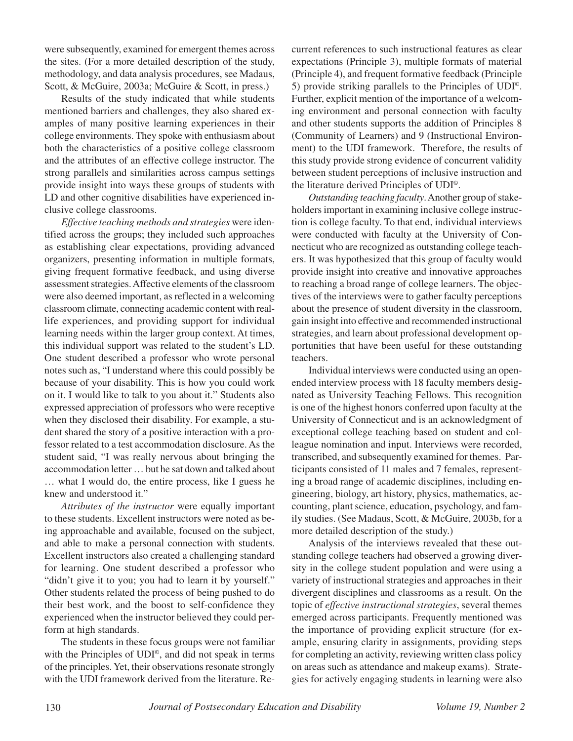were subsequently, examined for emergent themes across the sites. (For a more detailed description of the study, methodology, and data analysis procedures, see Madaus, Scott, & McGuire, 2003a; McGuire & Scott, in press.)

Results of the study indicated that while students mentioned barriers and challenges, they also shared examples of many positive learning experiences in their college environments. They spoke with enthusiasm about both the characteristics of a positive college classroom and the attributes of an effective college instructor. The strong parallels and similarities across campus settings provide insight into ways these groups of students with LD and other cognitive disabilities have experienced inclusive college classrooms.

*Effective teaching methods and strategies* were identified across the groups; they included such approaches as establishing clear expectations, providing advanced organizers, presenting information in multiple formats, giving frequent formative feedback, and using diverse assessment strategies. Affective elements of the classroom were also deemed important, as reflected in a welcoming classroom climate, connecting academic content with real-life experiences, and providing support for individual learning needs within the larger group context. At times, this individual support was related to the student's LD. One student described a professor who wrote personal notes such as, "I understand where this could possibly be because of your disability. This is how you could work on it. I would like to talk to you about it." Students also expressed appreciation of professors who were receptive when they disclosed their disability. For example, a student shared the story of a positive interaction with a professor related to a test accommodation disclosure. As the student said, "I was really nervous about bringing the accommodation letter … but he sat down and talked about … what I would do, the entire process, like I guess he knew and understood it."

*Attributes of the instructor* were equally important to these students. Excellent instructors were noted as being approachable and available, focused on the subject, and able to make a personal connection with students. Excellent instructors also created a challenging standard for learning. One student described a professor who "didn't give it to you; you had to learn it by yourself." Other students related the process of being pushed to do their best work, and the boost to self-confidence they experienced when the instructor believed they could perform at high standards.

The students in these focus groups were not familiar with the Principles of UDI©, and did not speak in terms of the principles. Yet, their observations resonate strongly with the UDI framework derived from the literature. Recurrent references to such instructional features as clear expectations (Principle 3), multiple formats of material (Principle 4), and frequent formative feedback (Principle 5) provide striking parallels to the Principles of UDI©. Further, explicit mention of the importance of a welcoming environment and personal connection with faculty and other students supports the addition of Principles 8 (Community of Learners) and 9 (Instructional Environment) to the UDI framework. Therefore, the results of this study provide strong evidence of concurrent validity between student perceptions of inclusive instruction and the literature derived Principles of UDI©.

*Outstanding teaching faculty*. Another group of stakeholders important in examining inclusive college instruction is college faculty. To that end, individual interviews were conducted with faculty at the University of Connecticut who are recognized as outstanding college teachers. It was hypothesized that this group of faculty would provide insight into creative and innovative approaches to reaching a broad range of college learners. The objectives of the interviews were to gather faculty perceptions about the presence of student diversity in the classroom, gain insight into effective and recommended instructional strategies, and learn about professional development opportunities that have been useful for these outstanding teachers.

Individual interviews were conducted using an open-ended interview process with 18 faculty members designated as University Teaching Fellows. This recognition is one of the highest honors conferred upon faculty at the University of Connecticut and is an acknowledgment of exceptional college teaching based on student and colleague nomination and input. Interviews were recorded, transcribed, and subsequently examined for themes. Participants consisted of 11 males and 7 females, representing a broad range of academic disciplines, including engineering, biology, art history, physics, mathematics, accounting, plant science, education, psychology, and family studies. (See Madaus, Scott, & McGuire, 2003b, for a more detailed description of the study.)

Analysis of the interviews revealed that these outstanding college teachers had observed a growing diversity in the college student population and were using a variety of instructional strategies and approaches in their divergent disciplines and classrooms as a result. On the topic of *effective instructional strategies*, several themes emerged across participants. Frequently mentioned was the importance of providing explicit structure (for example, ensuring clarity in assignments, providing steps for completing an activity, reviewing written class policy on areas such as attendance and makeup exams). Strategies for actively engaging students in learning were also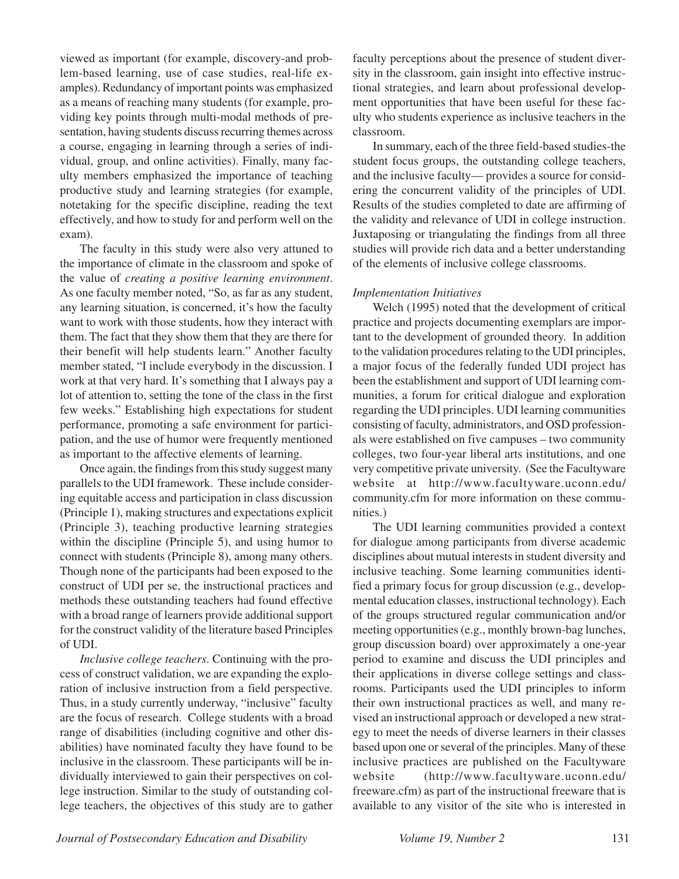viewed as important (for example, discovery-and problem-based learning, use of case studies, real-life examples). Redundancy of important points was emphasized as a means of reaching many students (for example, providing key points through multi-modal methods of presentation, having students discuss recurring themes across a course, engaging in learning through a series of individual, group, and online activities). Finally, many faculty members emphasized the importance of teaching productive study and learning strategies (for example, notetaking for the specific discipline, reading the text effectively, and how to study for and perform well on the exam).

The faculty in this study were also very attuned to the importance of climate in the classroom and spoke of the value of *creating a positive learning environment*. As one faculty member noted, "So, as far as any student, any learning situation, is concerned, it's how the faculty want to work with those students, how they interact with them. The fact that they show them that they are there for their benefit will help students learn." Another faculty member stated, "I include everybody in the discussion. I work at that very hard. It's something that I always pay a lot of attention to, setting the tone of the class in the first few weeks." Establishing high expectations for student performance, promoting a safe environment for participation, and the use of humor were frequently mentioned as important to the affective elements of learning.

Once again, the findings from this study suggest many parallels to the UDI framework. These include considering equitable access and participation in class discussion (Principle 1), making structures and expectations explicit (Principle 3), teaching productive learning strategies within the discipline (Principle 5), and using humor to connect with students (Principle 8), among many others. Though none of the participants had been exposed to the construct of UDI per se, the instructional practices and methods these outstanding teachers had found effective with a broad range of learners provide additional support for the construct validity of the literature based Principles of UDI.

*Inclusive college teachers*. Continuing with the process of construct validation, we are expanding the exploration of inclusive instruction from a field perspective. Thus, in a study currently underway, "inclusive" faculty are the focus of research. College students with a broad range of disabilities (including cognitive and other disabilities) have nominated faculty they have found to be inclusive in the classroom. These participants will be individually interviewed to gain their perspectives on college instruction. Similar to the study of outstanding college teachers, the objectives of this study are to gather faculty perceptions about the presence of student diversity in the classroom, gain insight into effective instructional strategies, and learn about professional development opportunities that have been useful for these faculty who students experience as inclusive teachers in the classroom.

In summary, each of the three field-based studies-the student focus groups, the outstanding college teachers, and the inclusive faculty— provides a source for considering the concurrent validity of the principles of UDI. Results of the studies completed to date are affirming of the validity and relevance of UDI in college instruction. Juxtaposing or triangulating the findings from all three studies will provide rich data and a better understanding of the elements of inclusive college classrooms.

*Implementation Initiatives*

Welch (1995) noted that the development of critical practice and projects documenting exemplars are important to the development of grounded theory. In addition to the validation procedures relating to the UDI principles, a major focus of the federally funded UDI project has been the establishment and support of UDI learning communities, a forum for critical dialogue and exploration regarding the UDI principles. UDI learning communities consisting of faculty, administrators, and OSD professionals were established on five campuses – two community colleges, two four-year liberal arts institutions, and one very competitive private university. (See the Facultyware website at http://www.facultyware.uconn.edu/community.cfm for more information on these communities.)

The UDI learning communities provided a context for dialogue among participants from diverse academic disciplines about mutual interests in student diversity and inclusive teaching. Some learning communities identified a primary focus for group discussion (e.g., developmental education classes, instructional technology). Each of the groups structured regular communication and/or meeting opportunities (e.g., monthly brown-bag lunches, group discussion board) over approximately a one-year period to examine and discuss the UDI principles and their applications in diverse college settings and classrooms. Participants used the UDI principles to inform their own instructional practices as well, and many revised an instructional approach or developed a new strategy to meet the needs of diverse learners in their classes based upon one or several of the principles. Many of these inclusive practices are published on the Facultyware website (http://www.facultyware.uconn.edu/freeware.cfm) as part of the instructional freeware that is available to any visitor of the site who is interested in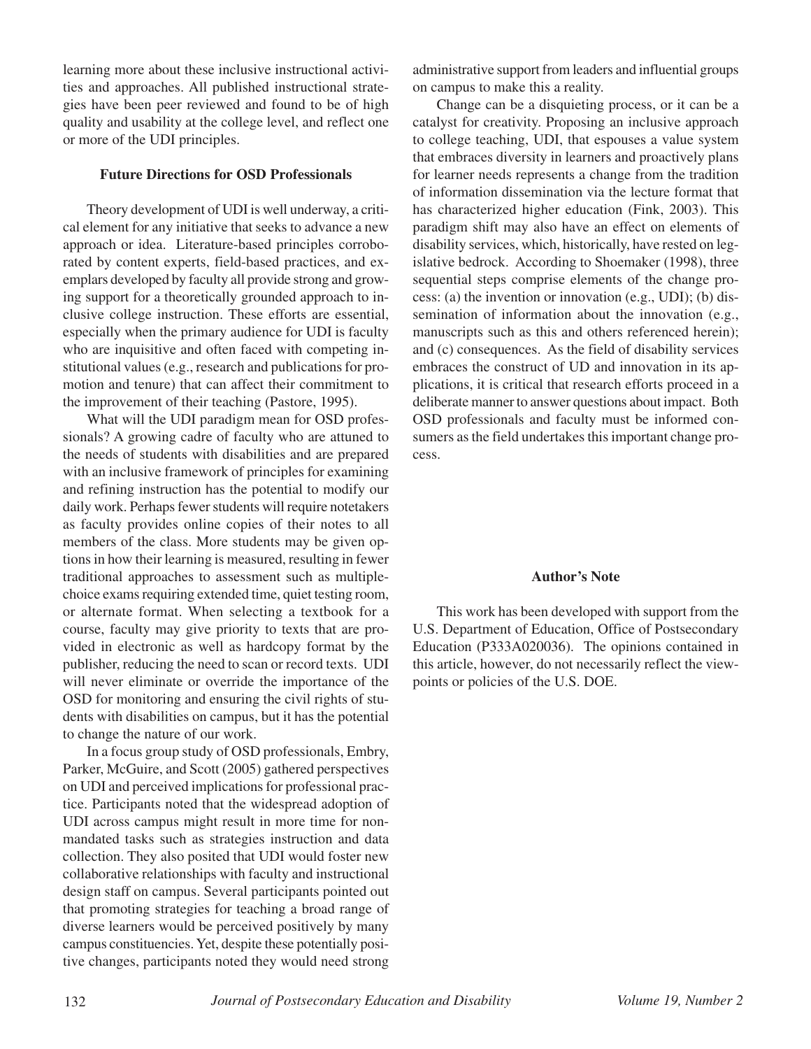learning more about these inclusive instructional activities and approaches. All published instructional strategies have been peer reviewed and found to be of high quality and usability at the college level, and reflect one or more of the UDI principles.

### Future Directions for OSD Professionals

Theory development of UDI is well underway, a critical element for any initiative that seeks to advance a new approach or idea. Literature-based principles corroborated by content experts, field-based practices, and exemplars developed by faculty all provide strong and growing support for a theoretically grounded approach to inclusive college instruction. These efforts are essential, especially when the primary audience for UDI is faculty who are inquisitive and often faced with competing institutional values (e.g., research and publications for promotion and tenure) that can affect their commitment to the improvement of their teaching (Pastore, 1995).

What will the UDI paradigm mean for OSD professionals? A growing cadre of faculty who are attuned to the needs of students with disabilities and are prepared with an inclusive framework of principles for examining and refining instruction has the potential to modify our daily work. Perhaps fewer students will require notetakers as faculty provides online copies of their notes to all members of the class. More students may be given options in how their learning is measured, resulting in fewer traditional approaches to assessment such as multiple-choice exams requiring extended time, quiet testing room, or alternate format. When selecting a textbook for a course, faculty may give priority to texts that are provided in electronic as well as hardcopy format by the publisher, reducing the need to scan or record texts. UDI will never eliminate or override the importance of the OSD for monitoring and ensuring the civil rights of students with disabilities on campus, but it has the potential to change the nature of our work.

In a focus group study of OSD professionals, Embry, Parker, McGuire, and Scott (2005) gathered perspectives on UDI and perceived implications for professional practice. Participants noted that the widespread adoption of UDI across campus might result in more time for non-mandated tasks such as strategies instruction and data collection. They also posited that UDI would foster new collaborative relationships with faculty and instructional design staff on campus. Several participants pointed out that promoting strategies for teaching a broad range of diverse learners would be perceived positively by many campus constituencies. Yet, despite these potentially positive changes, participants noted they would need strong administrative support from leaders and influential groups on campus to make this a reality.

Change can be a disquieting process, or it can be a catalyst for creativity. Proposing an inclusive approach to college teaching, UDI, that espouses a value system that embraces diversity in learners and proactively plans for learner needs represents a change from the tradition of information dissemination via the lecture format that has characterized higher education (Fink, 2003). This paradigm shift may also have an effect on elements of disability services, which, historically, have rested on legislative bedrock. According to Shoemaker (1998), three sequential steps comprise elements of the change process: (a) the invention or innovation (e.g., UDI); (b) dissemination of information about the innovation (e.g., manuscripts such as this and others referenced herein); and (c) consequences. As the field of disability services embraces the construct of UD and innovation in its applications, it is critical that research efforts proceed in a deliberate manner to answer questions about impact. Both OSD professionals and faculty must be informed consumers as the field undertakes this important change process.

### Author's Note

This work has been developed with support from the U.S. Department of Education, Office of Postsecondary Education (P333A020036). The opinions contained in this article, however, do not necessarily reflect the viewpoints or policies of the U.S. DOE.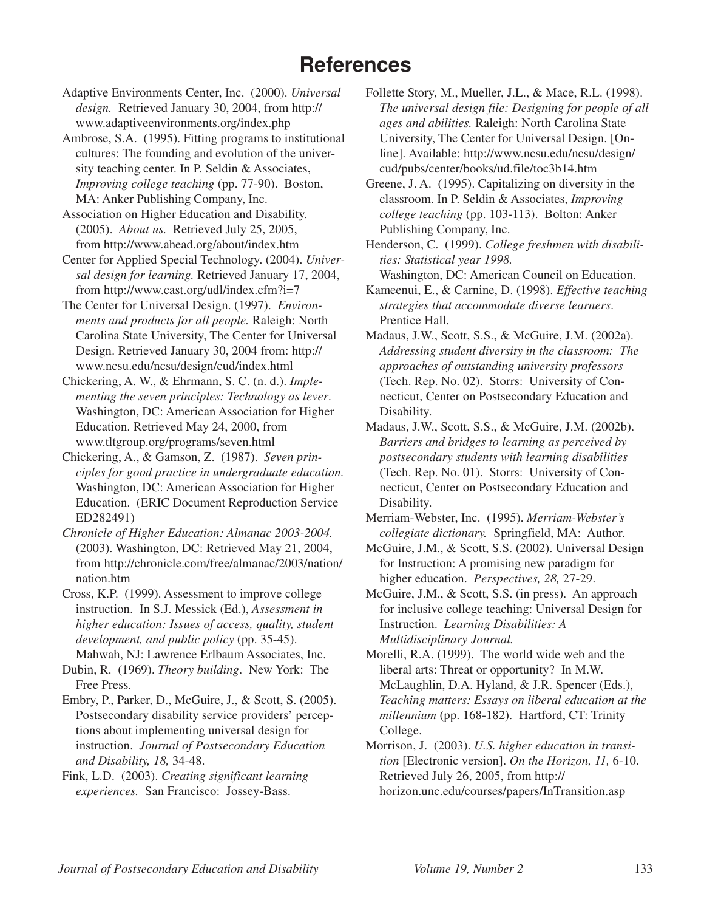# References

Adaptive Environments Center, Inc. (2000). *Universal design.* Retrieved January 30, 2004, from http://www.adaptiveenvironments.org/index.php

Ambrose, S.A. (1995). Fitting programs to institutional cultures: The founding and evolution of the university teaching center. In P. Seldin & Associates, *Improving college teaching* (pp. 77-90). Boston, MA: Anker Publishing Company, Inc.

Association on Higher Education and Disability. (2005). *About us.* Retrieved July 25, 2005, from http://www.ahead.org/about/index.htm

Center for Applied Special Technology. (2004). *Universal design for learning.* Retrieved January 17, 2004, from http://www.cast.org/udl/index.cfm?i=7

The Center for Universal Design. (1997). *Environments and products for all people.* Raleigh: North Carolina State University, The Center for Universal Design. Retrieved January 30, 2004 from: http://www.ncsu.edu/ncsu/design/cud/index.html

Chickering, A. W., & Ehrmann, S. C. (n. d.). *Implementing the seven principles: Technology as lever*. Washington, DC: American Association for Higher Education. Retrieved May 24, 2000, from www.tltgroup.org/programs/seven.html

Chickering, A., & Gamson, Z. (1987). *Seven principles for good practice in undergraduate education.* Washington, DC: American Association for Higher Education. (ERIC Document Reproduction Service ED282491)

*Chronicle of Higher Education: Almanac 2003-2004.* (2003). Washington, DC: Retrieved May 21, 2004, from http://chronicle.com/free/almanac/2003/nation/nation.htm

Cross, K.P. (1999). Assessment to improve college instruction. In S.J. Messick (Ed.), *Assessment in higher education: Issues of access, quality, student development, and public policy* (pp. 35-45). Mahwah, NJ: Lawrence Erlbaum Associates, Inc.

Dubin, R. (1969). *Theory building*. New York: The Free Press.

Embry, P., Parker, D., McGuire, J., & Scott, S. (2005). Postsecondary disability service providers' perceptions about implementing universal design for instruction. *Journal of Postsecondary Education and Disability, 18,* 34-48.

Fink, L.D. (2003). *Creating significant learning experiences.* San Francisco: Jossey-Bass.

Follette Story, M., Mueller, J.L., & Mace, R.L. (1998). *The universal design file: Designing for people of all ages and abilities.* Raleigh: North Carolina State University, The Center for Universal Design. [Online]. Available: http://www.ncsu.edu/ncsu/design/cud/pubs/center/books/ud.file/toc3b14.htm

Greene, J. A. (1995). Capitalizing on diversity in the classroom. In P. Seldin & Associates, *Improving college teaching* (pp. 103-113). Bolton: Anker Publishing Company, Inc.

Henderson, C. (1999). *College freshmen with disabilities: Statistical year 1998.* Washington, DC: American Council on Education.

Kameenui, E., & Carnine, D. (1998). *Effective teaching strategies that accommodate diverse learners*. Prentice Hall.

Madaus, J.W., Scott, S.S., & McGuire, J.M. (2002a). *Addressing student diversity in the classroom: The approaches of outstanding university professors* (Tech. Rep. No. 02). Storrs: University of Connecticut, Center on Postsecondary Education and Disability.

Madaus, J.W., Scott, S.S., & McGuire, J.M. (2002b). *Barriers and bridges to learning as perceived by postsecondary students with learning disabilities* (Tech. Rep. No. 01). Storrs: University of Connecticut, Center on Postsecondary Education and Disability.

Merriam-Webster, Inc. (1995). *Merriam-Webster's collegiate dictionary.* Springfield, MA: Author.

McGuire, J.M., & Scott, S.S. (2002). Universal Design for Instruction: A promising new paradigm for higher education. *Perspectives, 28,* 27-29.

McGuire, J.M., & Scott, S.S. (in press). An approach for inclusive college teaching: Universal Design for Instruction. *Learning Disabilities: A Multidisciplinary Journal.*

Morelli, R.A. (1999). The world wide web and the liberal arts: Threat or opportunity? In M.W. McLaughlin, D.A. Hyland, & J.R. Spencer (Eds.), *Teaching matters: Essays on liberal education at the millennium* (pp. 168-182). Hartford, CT: Trinity College.

Morrison, J. (2003). *U.S. higher education in transition* [Electronic version]. *On the Horizon, 11,* 6-10. Retrieved July 26, 2005, from http://horizon.unc.edu/courses/papers/InTransition.asp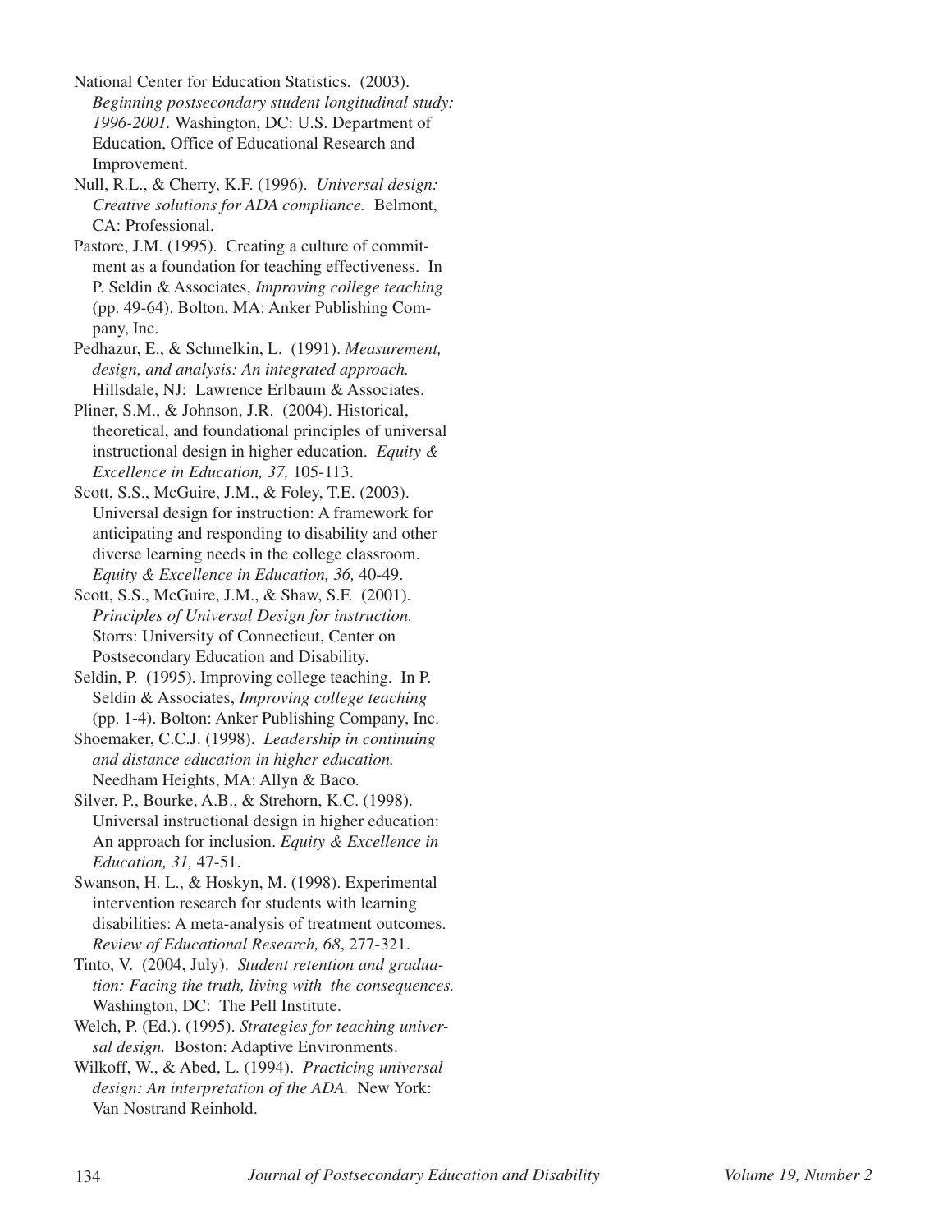National Center for Education Statistics. (2003). *Beginning postsecondary student longitudinal study: 1996-2001.* Washington, DC: U.S. Department of Education, Office of Educational Research and Improvement.

Null, R.L., & Cherry, K.F. (1996). *Universal design: Creative solutions for ADA compliance.* Belmont, CA: Professional.

Pastore, J.M. (1995). Creating a culture of commitment as a foundation for teaching effectiveness. In P. Seldin & Associates, *Improving college teaching* (pp. 49-64). Bolton, MA: Anker Publishing Company, Inc.

Pedhazur, E., & Schmelkin, L. (1991). *Measurement, design, and analysis: An integrated approach.* Hillsdale, NJ: Lawrence Erlbaum & Associates.

Pliner, S.M., & Johnson, J.R. (2004). Historical, theoretical, and foundational principles of universal instructional design in higher education. *Equity & Excellence in Education, 37,* 105-113.

Scott, S.S., McGuire, J.M., & Foley, T.E. (2003). Universal design for instruction: A framework for anticipating and responding to disability and other diverse learning needs in the college classroom. *Equity & Excellence in Education, 36,* 40-49.

Scott, S.S., McGuire, J.M., & Shaw, S.F. (2001). *Principles of Universal Design for instruction.* Storrs: University of Connecticut, Center on Postsecondary Education and Disability.

Seldin, P. (1995). Improving college teaching. In P. Seldin & Associates, *Improving college teaching* (pp. 1-4). Bolton: Anker Publishing Company, Inc.

Shoemaker, C.C.J. (1998). *Leadership in continuing and distance education in higher education.* Needham Heights, MA: Allyn & Baco.

Silver, P., Bourke, A.B., & Strehorn, K.C. (1998). Universal instructional design in higher education: An approach for inclusion. *Equity & Excellence in Education, 31,* 47-51.

Swanson, H. L., & Hoskyn, M. (1998). Experimental intervention research for students with learning disabilities: A meta-analysis of treatment outcomes. *Review of Educational Research, 68*, 277-321.

Tinto, V. (2004, July). *Student retention and graduation: Facing the truth, living with the consequences.* Washington, DC: The Pell Institute.

Welch, P. (Ed.). (1995). *Strategies for teaching universal design.* Boston: Adaptive Environments.

Wilkoff, W., & Abed, L. (1994). *Practicing universal design: An interpretation of the ADA.* New York: Van Nostrand Reinhold.